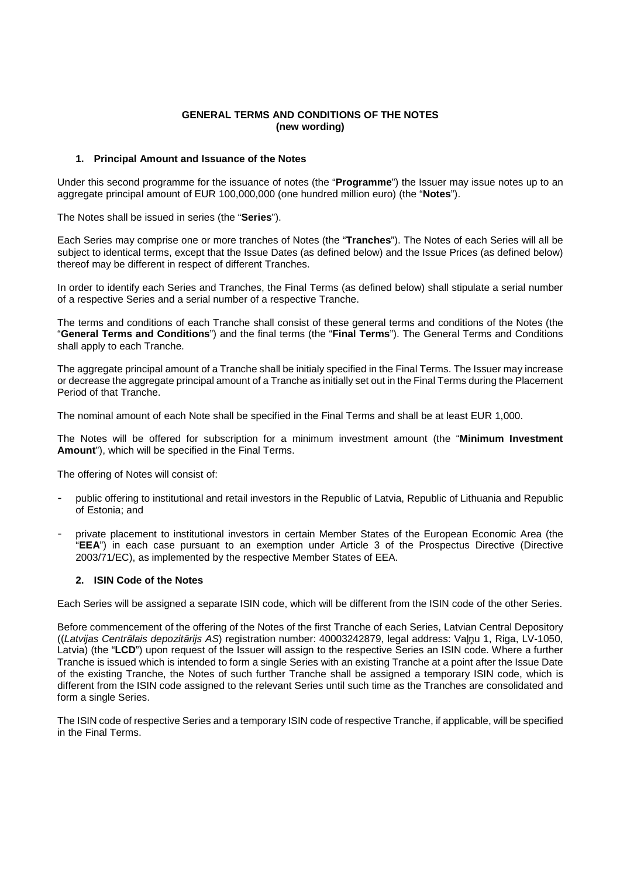**GENERAL TERMS AND CONDITIONS OF THE NOTES**
**(new wording)**

## 1. Principal Amount and Issuance of the Notes

Under this second programme for the issuance of notes (the "**Programme**") the Issuer may issue notes up to an aggregate principal amount of EUR 100,000,000 (one hundred million euro) (the "**Notes**").

The Notes shall be issued in series (the "**Series**").

Each Series may comprise one or more tranches of Notes (the "**Tranches**"). The Notes of each Series will all be subject to identical terms, except that the Issue Dates (as defined below) and the Issue Prices (as defined below) thereof may be different in respect of different Tranches.

In order to identify each Series and Tranches, the Final Terms (as defined below) shall stipulate a serial number of a respective Series and a serial number of a respective Tranche.

The terms and conditions of each Tranche shall consist of these general terms and conditions of the Notes (the "**General Terms and Conditions**") and the final terms (the "**Final Terms**"). The General Terms and Conditions shall apply to each Tranche.

The aggregate principal amount of a Tranche shall be initialy specified in the Final Terms. The Issuer may increase or decrease the aggregate principal amount of a Tranche as initially set out in the Final Terms during the Placement Period of that Tranche.

The nominal amount of each Note shall be specified in the Final Terms and shall be at least EUR 1,000.

The Notes will be offered for subscription for a minimum investment amount (the "**Minimum Investment Amount**"), which will be specified in the Final Terms.

The offering of Notes will consist of:

- public offering to institutional and retail investors in the Republic of Latvia, Republic of Lithuania and Republic of Estonia; and
- private placement to institutional investors in certain Member States of the European Economic Area (the "**EEA**") in each case pursuant to an exemption under Article 3 of the Prospectus Directive (Directive 2003/71/EC), as implemented by the respective Member States of EEA.

## 2. ISIN Code of the Notes

Each Series will be assigned a separate ISIN code, which will be different from the ISIN code of the other Series.

Before commencement of the offering of the Notes of the first Tranche of each Series, Latvian Central Depository ((*Latvijas Centrālais depozitārijs AS*) registration number: 40003242879, legal address: Vaļņu 1, Riga, LV-1050, Latvia) (the "**LCD**") upon request of the Issuer will assign to the respective Series an ISIN code. Where a further Tranche is issued which is intended to form a single Series with an existing Tranche at a point after the Issue Date of the existing Tranche, the Notes of such further Tranche shall be assigned a temporary ISIN code, which is different from the ISIN code assigned to the relevant Series until such time as the Tranches are consolidated and form a single Series.

The ISIN code of respective Series and a temporary ISIN code of respective Tranche, if applicable, will be specified in the Final Terms.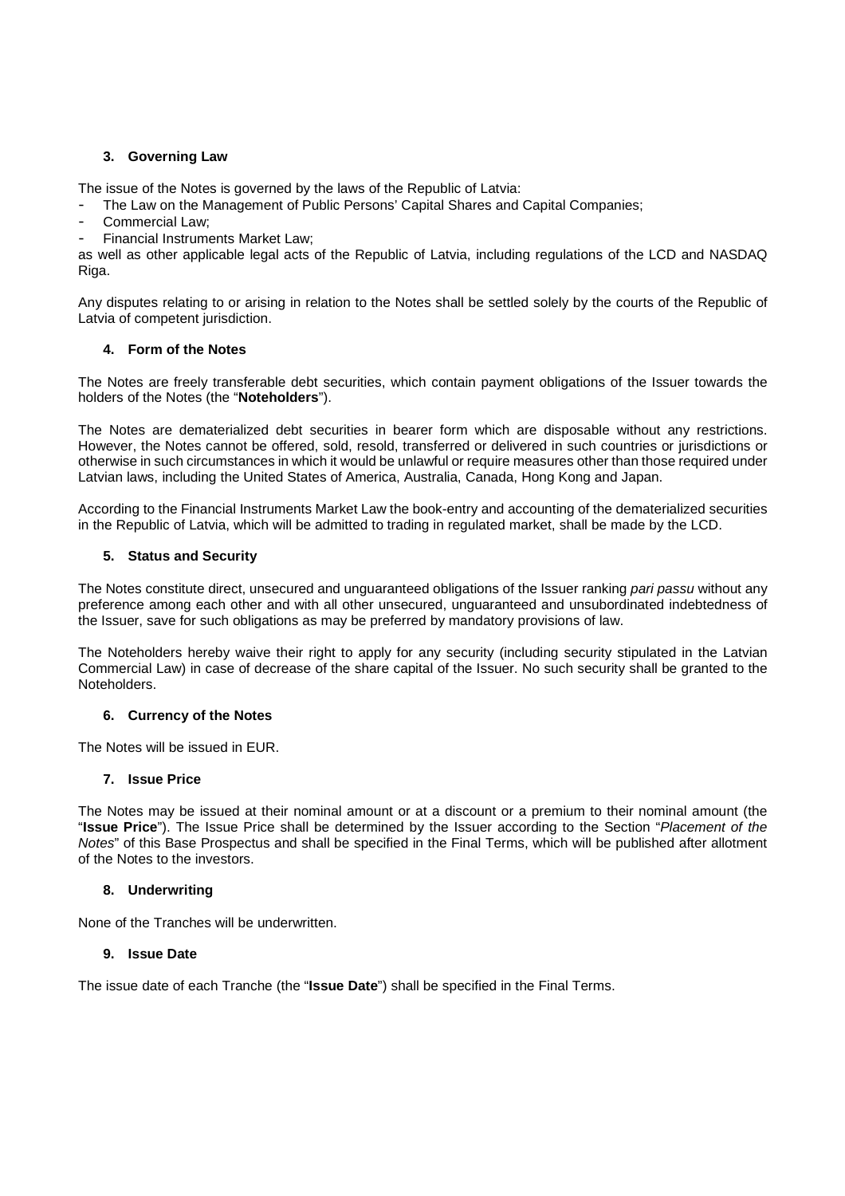### 3. Governing Law

The issue of the Notes is governed by the laws of the Republic of Latvia:

- The Law on the Management of Public Persons' Capital Shares and Capital Companies;
- Commercial Law;
- Financial Instruments Market Law;

as well as other applicable legal acts of the Republic of Latvia, including regulations of the LCD and NASDAQ Riga.

Any disputes relating to or arising in relation to the Notes shall be settled solely by the courts of the Republic of Latvia of competent jurisdiction.

### 4. Form of the Notes

The Notes are freely transferable debt securities, which contain payment obligations of the Issuer towards the holders of the Notes (the "**Noteholders**").

The Notes are dematerialized debt securities in bearer form which are disposable without any restrictions. However, the Notes cannot be offered, sold, resold, transferred or delivered in such countries or jurisdictions or otherwise in such circumstances in which it would be unlawful or require measures other than those required under Latvian laws, including the United States of America, Australia, Canada, Hong Kong and Japan.

According to the Financial Instruments Market Law the book-entry and accounting of the dematerialized securities in the Republic of Latvia, which will be admitted to trading in regulated market, shall be made by the LCD.

### 5. Status and Security

The Notes constitute direct, unsecured and unguaranteed obligations of the Issuer ranking *pari passu* without any preference among each other and with all other unsecured, unguaranteed and unsubordinated indebtedness of the Issuer, save for such obligations as may be preferred by mandatory provisions of law.

The Noteholders hereby waive their right to apply for any security (including security stipulated in the Latvian Commercial Law) in case of decrease of the share capital of the Issuer. No such security shall be granted to the Noteholders.

### 6. Currency of the Notes

The Notes will be issued in EUR.

### 7. Issue Price

The Notes may be issued at their nominal amount or at a discount or a premium to their nominal amount (the "**Issue Price**"). The Issue Price shall be determined by the Issuer according to the Section "*Placement of the Notes*" of this Base Prospectus and shall be specified in the Final Terms, which will be published after allotment of the Notes to the investors.

### 8. Underwriting

None of the Tranches will be underwritten.

### 9. Issue Date

The issue date of each Tranche (the "**Issue Date**") shall be specified in the Final Terms.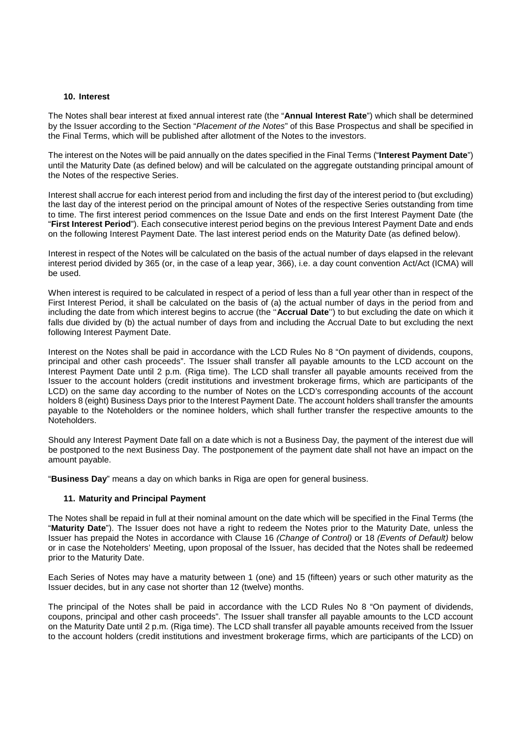## 10. Interest

The Notes shall bear interest at fixed annual interest rate (the "**Annual Interest Rate**") which shall be determined by the Issuer according to the Section "*Placement of the Notes*" of this Base Prospectus and shall be specified in the Final Terms, which will be published after allotment of the Notes to the investors.

The interest on the Notes will be paid annually on the dates specified in the Final Terms ("**Interest Payment Date**") until the Maturity Date (as defined below) and will be calculated on the aggregate outstanding principal amount of the Notes of the respective Series.

Interest shall accrue for each interest period from and including the first day of the interest period to (but excluding) the last day of the interest period on the principal amount of Notes of the respective Series outstanding from time to time. The first interest period commences on the Issue Date and ends on the first Interest Payment Date (the "**First Interest Period**"). Each consecutive interest period begins on the previous Interest Payment Date and ends on the following Interest Payment Date. The last interest period ends on the Maturity Date (as defined below).

Interest in respect of the Notes will be calculated on the basis of the actual number of days elapsed in the relevant interest period divided by 365 (or, in the case of a leap year, 366), i.e. a day count convention Act/Act (ICMA) will be used.

When interest is required to be calculated in respect of a period of less than a full year other than in respect of the First Interest Period, it shall be calculated on the basis of (a) the actual number of days in the period from and including the date from which interest begins to accrue (the "**Accrual Date**") to but excluding the date on which it falls due divided by (b) the actual number of days from and including the Accrual Date to but excluding the next following Interest Payment Date.

Interest on the Notes shall be paid in accordance with the LCD Rules No 8 "On payment of dividends, coupons, principal and other cash proceeds". The Issuer shall transfer all payable amounts to the LCD account on the Interest Payment Date until 2 p.m. (Riga time). The LCD shall transfer all payable amounts received from the Issuer to the account holders (credit institutions and investment brokerage firms, which are participants of the LCD) on the same day according to the number of Notes on the LCD's corresponding accounts of the account holders 8 (eight) Business Days prior to the Interest Payment Date. The account holders shall transfer the amounts payable to the Noteholders or the nominee holders, which shall further transfer the respective amounts to the Noteholders.

Should any Interest Payment Date fall on a date which is not a Business Day, the payment of the interest due will be postponed to the next Business Day. The postponement of the payment date shall not have an impact on the amount payable.

"**Business Day**" means a day on which banks in Riga are open for general business.

## 11. Maturity and Principal Payment

The Notes shall be repaid in full at their nominal amount on the date which will be specified in the Final Terms (the "**Maturity Date**"). The Issuer does not have a right to redeem the Notes prior to the Maturity Date, unless the Issuer has prepaid the Notes in accordance with Clause 16 *(Change of Control)* or 18 *(Events of Default)* below or in case the Noteholders' Meeting, upon proposal of the Issuer, has decided that the Notes shall be redeemed prior to the Maturity Date.

Each Series of Notes may have a maturity between 1 (one) and 15 (fifteen) years or such other maturity as the Issuer decides, but in any case not shorter than 12 (twelve) months.

The principal of the Notes shall be paid in accordance with the LCD Rules No 8 "On payment of dividends, coupons, principal and other cash proceeds". The Issuer shall transfer all payable amounts to the LCD account on the Maturity Date until 2 p.m. (Riga time). The LCD shall transfer all payable amounts received from the Issuer to the account holders (credit institutions and investment brokerage firms, which are participants of the LCD) on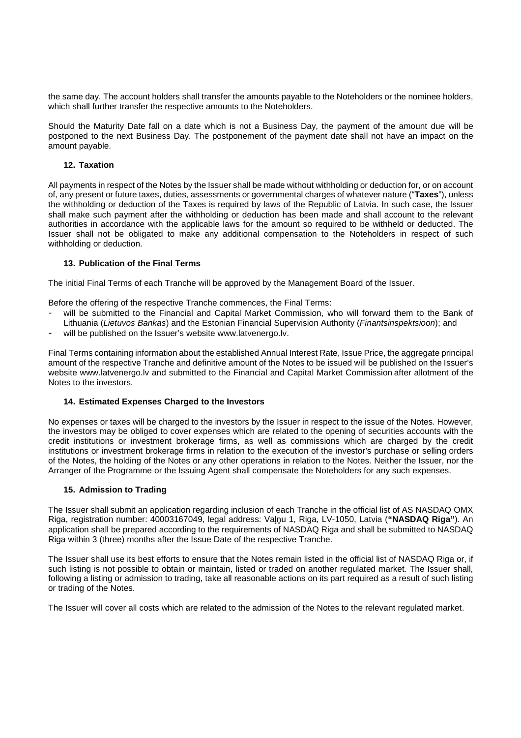the same day. The account holders shall transfer the amounts payable to the Noteholders or the nominee holders, which shall further transfer the respective amounts to the Noteholders.

Should the Maturity Date fall on a date which is not a Business Day, the payment of the amount due will be postponed to the next Business Day. The postponement of the payment date shall not have an impact on the amount payable.

### 12. Taxation

All payments in respect of the Notes by the Issuer shall be made without withholding or deduction for, or on account of, any present or future taxes, duties, assessments or governmental charges of whatever nature ("**Taxes**"), unless the withholding or deduction of the Taxes is required by laws of the Republic of Latvia. In such case, the Issuer shall make such payment after the withholding or deduction has been made and shall account to the relevant authorities in accordance with the applicable laws for the amount so required to be withheld or deducted. The Issuer shall not be obligated to make any additional compensation to the Noteholders in respect of such withholding or deduction.

### 13. Publication of the Final Terms

The initial Final Terms of each Tranche will be approved by the Management Board of the Issuer.

Before the offering of the respective Tranche commences, the Final Terms:

- will be submitted to the Financial and Capital Market Commission, who will forward them to the Bank of Lithuania (*Lietuvos Bankas*) and the Estonian Financial Supervision Authority (*Finantsinspektsioon*); and
- will be published on the Issuer's website www.latvenergo.lv.

Final Terms containing information about the established Annual Interest Rate, Issue Price, the aggregate principal amount of the respective Tranche and definitive amount of the Notes to be issued will be published on the Issuer's website www.latvenergo.lv and submitted to the Financial and Capital Market Commission after allotment of the Notes to the investors.

### 14. Estimated Expenses Charged to the Investors

No expenses or taxes will be charged to the investors by the Issuer in respect to the issue of the Notes. However, the investors may be obliged to cover expenses which are related to the opening of securities accounts with the credit institutions or investment brokerage firms, as well as commissions which are charged by the credit institutions or investment brokerage firms in relation to the execution of the investor's purchase or selling orders of the Notes, the holding of the Notes or any other operations in relation to the Notes. Neither the Issuer, nor the Arranger of the Programme or the Issuing Agent shall compensate the Noteholders for any such expenses.

### 15. Admission to Trading

The Issuer shall submit an application regarding inclusion of each Tranche in the official list of AS NASDAQ OMX Riga, registration number: 40003167049, legal address: Vaļņu 1, Riga, LV-1050, Latvia (**"NASDAQ Riga"**). An application shall be prepared according to the requirements of NASDAQ Riga and shall be submitted to NASDAQ Riga within 3 (three) months after the Issue Date of the respective Tranche.

The Issuer shall use its best efforts to ensure that the Notes remain listed in the official list of NASDAQ Riga or, if such listing is not possible to obtain or maintain, listed or traded on another regulated market. The Issuer shall, following a listing or admission to trading, take all reasonable actions on its part required as a result of such listing or trading of the Notes.

The Issuer will cover all costs which are related to the admission of the Notes to the relevant regulated market.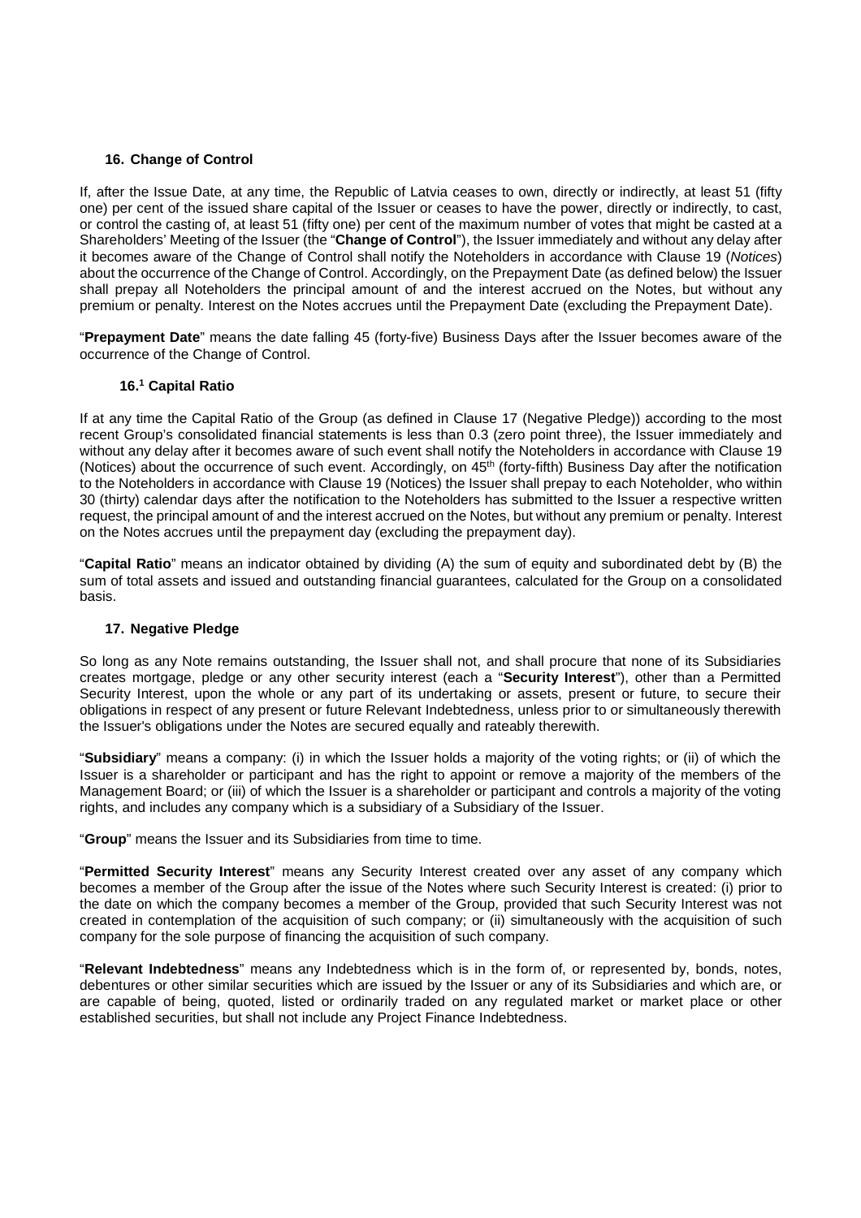## 16. Change of Control

If, after the Issue Date, at any time, the Republic of Latvia ceases to own, directly or indirectly, at least 51 (fifty one) per cent of the issued share capital of the Issuer or ceases to have the power, directly or indirectly, to cast, or control the casting of, at least 51 (fifty one) per cent of the maximum number of votes that might be casted at a Shareholders' Meeting of the Issuer (the "**Change of Control**"), the Issuer immediately and without any delay after it becomes aware of the Change of Control shall notify the Noteholders in accordance with Clause 19 (*Notices*) about the occurrence of the Change of Control. Accordingly, on the Prepayment Date (as defined below) the Issuer shall prepay all Noteholders the principal amount of and the interest accrued on the Notes, but without any premium or penalty. Interest on the Notes accrues until the Prepayment Date (excluding the Prepayment Date).

"**Prepayment Date**" means the date falling 45 (forty-five) Business Days after the Issuer becomes aware of the occurrence of the Change of Control.

### 16.[1] Capital Ratio

If at any time the Capital Ratio of the Group (as defined in Clause 17 (Negative Pledge)) according to the most recent Group's consolidated financial statements is less than 0.3 (zero point three), the Issuer immediately and without any delay after it becomes aware of such event shall notify the Noteholders in accordance with Clause 19 (Notices) about the occurrence of such event. Accordingly, on 45th (forty-fifth) Business Day after the notification to the Noteholders in accordance with Clause 19 (Notices) the Issuer shall prepay to each Noteholder, who within 30 (thirty) calendar days after the notification to the Noteholders has submitted to the Issuer a respective written request, the principal amount of and the interest accrued on the Notes, but without any premium or penalty. Interest on the Notes accrues until the prepayment day (excluding the prepayment day).

"**Capital Ratio**" means an indicator obtained by dividing (A) the sum of equity and subordinated debt by (B) the sum of total assets and issued and outstanding financial guarantees, calculated for the Group on a consolidated basis.

## 17. Negative Pledge

So long as any Note remains outstanding, the Issuer shall not, and shall procure that none of its Subsidiaries creates mortgage, pledge or any other security interest (each a "**Security Interest**"), other than a Permitted Security Interest, upon the whole or any part of its undertaking or assets, present or future, to secure their obligations in respect of any present or future Relevant Indebtedness, unless prior to or simultaneously therewith the Issuer's obligations under the Notes are secured equally and rateably therewith.

"**Subsidiary**" means a company: (i) in which the Issuer holds a majority of the voting rights; or (ii) of which the Issuer is a shareholder or participant and has the right to appoint or remove a majority of the members of the Management Board; or (iii) of which the Issuer is a shareholder or participant and controls a majority of the voting rights, and includes any company which is a subsidiary of a Subsidiary of the Issuer.

"**Group**" means the Issuer and its Subsidiaries from time to time.

"**Permitted Security Interest**" means any Security Interest created over any asset of any company which becomes a member of the Group after the issue of the Notes where such Security Interest is created: (i) prior to the date on which the company becomes a member of the Group, provided that such Security Interest was not created in contemplation of the acquisition of such company; or (ii) simultaneously with the acquisition of such company for the sole purpose of financing the acquisition of such company.

"**Relevant Indebtedness**" means any Indebtedness which is in the form of, or represented by, bonds, notes, debentures or other similar securities which are issued by the Issuer or any of its Subsidiaries and which are, or are capable of being, quoted, listed or ordinarily traded on any regulated market or market place or other established securities, but shall not include any Project Finance Indebtedness.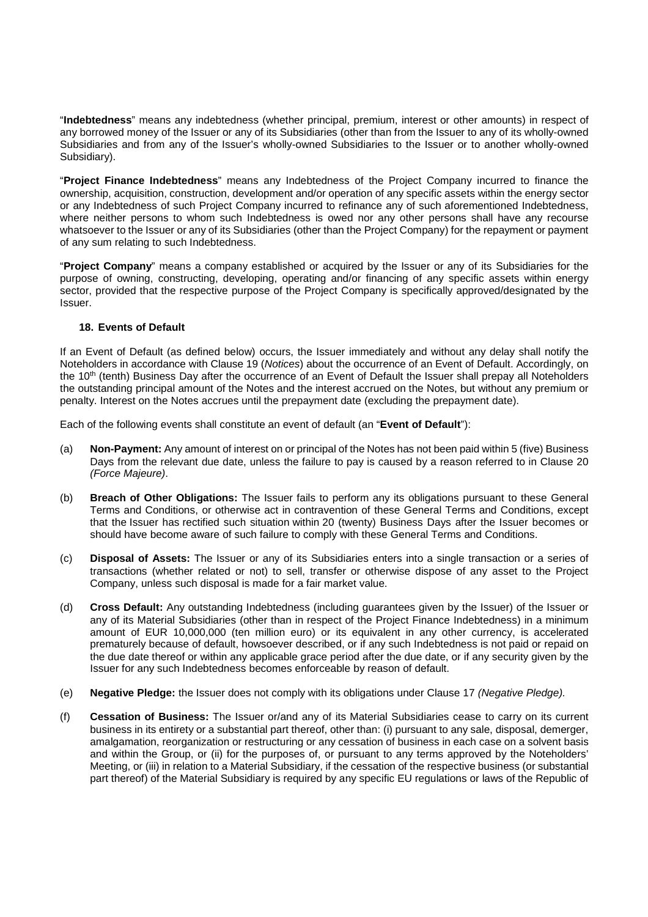"**Indebtedness**" means any indebtedness (whether principal, premium, interest or other amounts) in respect of any borrowed money of the Issuer or any of its Subsidiaries (other than from the Issuer to any of its wholly-owned Subsidiaries and from any of the Issuer's wholly-owned Subsidiaries to the Issuer or to another wholly-owned Subsidiary).

"**Project Finance Indebtedness**" means any Indebtedness of the Project Company incurred to finance the ownership, acquisition, construction, development and/or operation of any specific assets within the energy sector or any Indebtedness of such Project Company incurred to refinance any of such aforementioned Indebtedness, where neither persons to whom such Indebtedness is owed nor any other persons shall have any recourse whatsoever to the Issuer or any of its Subsidiaries (other than the Project Company) for the repayment or payment of any sum relating to such Indebtedness.

"**Project Company**" means a company established or acquired by the Issuer or any of its Subsidiaries for the purpose of owning, constructing, developing, operating and/or financing of any specific assets within energy sector, provided that the respective purpose of the Project Company is specifically approved/designated by the Issuer.

## 18. Events of Default

If an Event of Default (as defined below) occurs, the Issuer immediately and without any delay shall notify the Noteholders in accordance with Clause 19 (*Notices*) about the occurrence of an Event of Default. Accordingly, on the 10th (tenth) Business Day after the occurrence of an Event of Default the Issuer shall prepay all Noteholders the outstanding principal amount of the Notes and the interest accrued on the Notes, but without any premium or penalty. Interest on the Notes accrues until the prepayment date (excluding the prepayment date).

Each of the following events shall constitute an event of default (an "**Event of Default**"):

(a) **Non-Payment:** Any amount of interest on or principal of the Notes has not been paid within 5 (five) Business Days from the relevant due date, unless the failure to pay is caused by a reason referred to in Clause 20 *(Force Majeure)*.

(b) **Breach of Other Obligations:** The Issuer fails to perform any its obligations pursuant to these General Terms and Conditions, or otherwise act in contravention of these General Terms and Conditions, except that the Issuer has rectified such situation within 20 (twenty) Business Days after the Issuer becomes or should have become aware of such failure to comply with these General Terms and Conditions.

(c) **Disposal of Assets:** The Issuer or any of its Subsidiaries enters into a single transaction or a series of transactions (whether related or not) to sell, transfer or otherwise dispose of any asset to the Project Company, unless such disposal is made for a fair market value.

(d) **Cross Default:** Any outstanding Indebtedness (including guarantees given by the Issuer) of the Issuer or any of its Material Subsidiaries (other than in respect of the Project Finance Indebtedness) in a minimum amount of EUR 10,000,000 (ten million euro) or its equivalent in any other currency, is accelerated prematurely because of default, howsoever described, or if any such Indebtedness is not paid or repaid on the due date thereof or within any applicable grace period after the due date, or if any security given by the Issuer for any such Indebtedness becomes enforceable by reason of default.

(e) **Negative Pledge:** the Issuer does not comply with its obligations under Clause 17 *(Negative Pledge).*

(f) **Cessation of Business:** The Issuer or/and any of its Material Subsidiaries cease to carry on its current business in its entirety or a substantial part thereof, other than: (i) pursuant to any sale, disposal, demerger, amalgamation, reorganization or restructuring or any cessation of business in each case on a solvent basis and within the Group, or (ii) for the purposes of, or pursuant to any terms approved by the Noteholders' Meeting, or (iii) in relation to a Material Subsidiary, if the cessation of the respective business (or substantial part thereof) of the Material Subsidiary is required by any specific EU regulations or laws of the Republic of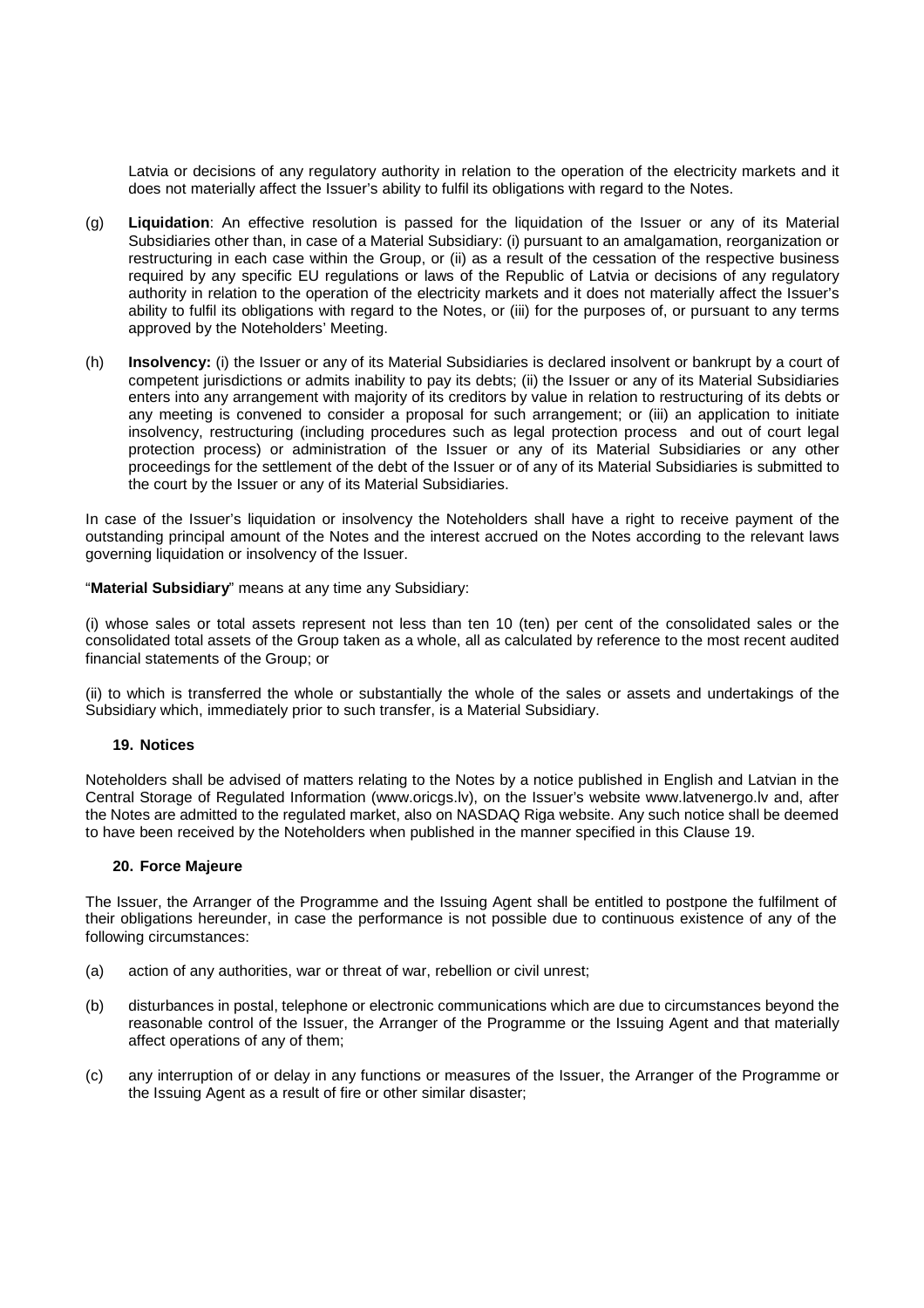Latvia or decisions of any regulatory authority in relation to the operation of the electricity markets and it does not materially affect the Issuer's ability to fulfil its obligations with regard to the Notes.

(g) **Liquidation**: An effective resolution is passed for the liquidation of the Issuer or any of its Material Subsidiaries other than, in case of a Material Subsidiary: (i) pursuant to an amalgamation, reorganization or restructuring in each case within the Group, or (ii) as a result of the cessation of the respective business required by any specific EU regulations or laws of the Republic of Latvia or decisions of any regulatory authority in relation to the operation of the electricity markets and it does not materially affect the Issuer's ability to fulfil its obligations with regard to the Notes, or (iii) for the purposes of, or pursuant to any terms approved by the Noteholders' Meeting.

(h) **Insolvency:** (i) the Issuer or any of its Material Subsidiaries is declared insolvent or bankrupt by a court of competent jurisdictions or admits inability to pay its debts; (ii) the Issuer or any of its Material Subsidiaries enters into any arrangement with majority of its creditors by value in relation to restructuring of its debts or any meeting is convened to consider a proposal for such arrangement; or (iii) an application to initiate insolvency, restructuring (including procedures such as legal protection process and out of court legal protection process) or administration of the Issuer or any of its Material Subsidiaries or any other proceedings for the settlement of the debt of the Issuer or of any of its Material Subsidiaries is submitted to the court by the Issuer or any of its Material Subsidiaries.

In case of the Issuer's liquidation or insolvency the Noteholders shall have a right to receive payment of the outstanding principal amount of the Notes and the interest accrued on the Notes according to the relevant laws governing liquidation or insolvency of the Issuer.

"**Material Subsidiary**" means at any time any Subsidiary:

(i) whose sales or total assets represent not less than ten 10 (ten) per cent of the consolidated sales or the consolidated total assets of the Group taken as a whole, all as calculated by reference to the most recent audited financial statements of the Group; or

(ii) to which is transferred the whole or substantially the whole of the sales or assets and undertakings of the Subsidiary which, immediately prior to such transfer, is a Material Subsidiary.

## 19. Notices

Noteholders shall be advised of matters relating to the Notes by a notice published in English and Latvian in the Central Storage of Regulated Information (www.oricgs.lv), on the Issuer's website www.latvenergo.lv and, after the Notes are admitted to the regulated market, also on NASDAQ Riga website. Any such notice shall be deemed to have been received by the Noteholders when published in the manner specified in this Clause 19.

## 20. Force Majeure

The Issuer, the Arranger of the Programme and the Issuing Agent shall be entitled to postpone the fulfilment of their obligations hereunder, in case the performance is not possible due to continuous existence of any of the following circumstances:

(a) action of any authorities, war or threat of war, rebellion or civil unrest;

(b) disturbances in postal, telephone or electronic communications which are due to circumstances beyond the reasonable control of the Issuer, the Arranger of the Programme or the Issuing Agent and that materially affect operations of any of them;

(c) any interruption of or delay in any functions or measures of the Issuer, the Arranger of the Programme or the Issuing Agent as a result of fire or other similar disaster;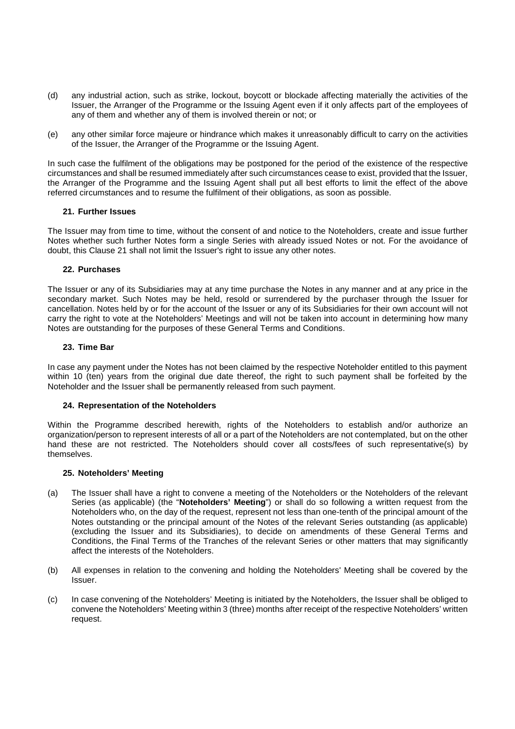(d) any industrial action, such as strike, lockout, boycott or blockade affecting materially the activities of the Issuer, the Arranger of the Programme or the Issuing Agent even if it only affects part of the employees of any of them and whether any of them is involved therein or not; or

(e) any other similar force majeure or hindrance which makes it unreasonably difficult to carry on the activities of the Issuer, the Arranger of the Programme or the Issuing Agent.

In such case the fulfilment of the obligations may be postponed for the period of the existence of the respective circumstances and shall be resumed immediately after such circumstances cease to exist, provided that the Issuer, the Arranger of the Programme and the Issuing Agent shall put all best efforts to limit the effect of the above referred circumstances and to resume the fulfilment of their obligations, as soon as possible.

### 21. Further Issues

The Issuer may from time to time, without the consent of and notice to the Noteholders, create and issue further Notes whether such further Notes form a single Series with already issued Notes or not. For the avoidance of doubt, this Clause 21 shall not limit the Issuer's right to issue any other notes.

### 22. Purchases

The Issuer or any of its Subsidiaries may at any time purchase the Notes in any manner and at any price in the secondary market. Such Notes may be held, resold or surrendered by the purchaser through the Issuer for cancellation. Notes held by or for the account of the Issuer or any of its Subsidiaries for their own account will not carry the right to vote at the Noteholders' Meetings and will not be taken into account in determining how many Notes are outstanding for the purposes of these General Terms and Conditions.

### 23. Time Bar

In case any payment under the Notes has not been claimed by the respective Noteholder entitled to this payment within 10 (ten) years from the original due date thereof, the right to such payment shall be forfeited by the Noteholder and the Issuer shall be permanently released from such payment.

### 24. Representation of the Noteholders

Within the Programme described herewith, rights of the Noteholders to establish and/or authorize an organization/person to represent interests of all or a part of the Noteholders are not contemplated, but on the other hand these are not restricted. The Noteholders should cover all costs/fees of such representative(s) by themselves.

### 25. Noteholders' Meeting

(a) The Issuer shall have a right to convene a meeting of the Noteholders or the Noteholders of the relevant Series (as applicable) (the "**Noteholders' Meeting**") or shall do so following a written request from the Noteholders who, on the day of the request, represent not less than one-tenth of the principal amount of the Notes outstanding or the principal amount of the Notes of the relevant Series outstanding (as applicable) (excluding the Issuer and its Subsidiaries), to decide on amendments of these General Terms and Conditions, the Final Terms of the Tranches of the relevant Series or other matters that may significantly affect the interests of the Noteholders.

(b) All expenses in relation to the convening and holding the Noteholders' Meeting shall be covered by the Issuer.

(c) In case convening of the Noteholders' Meeting is initiated by the Noteholders, the Issuer shall be obliged to convene the Noteholders' Meeting within 3 (three) months after receipt of the respective Noteholders' written request.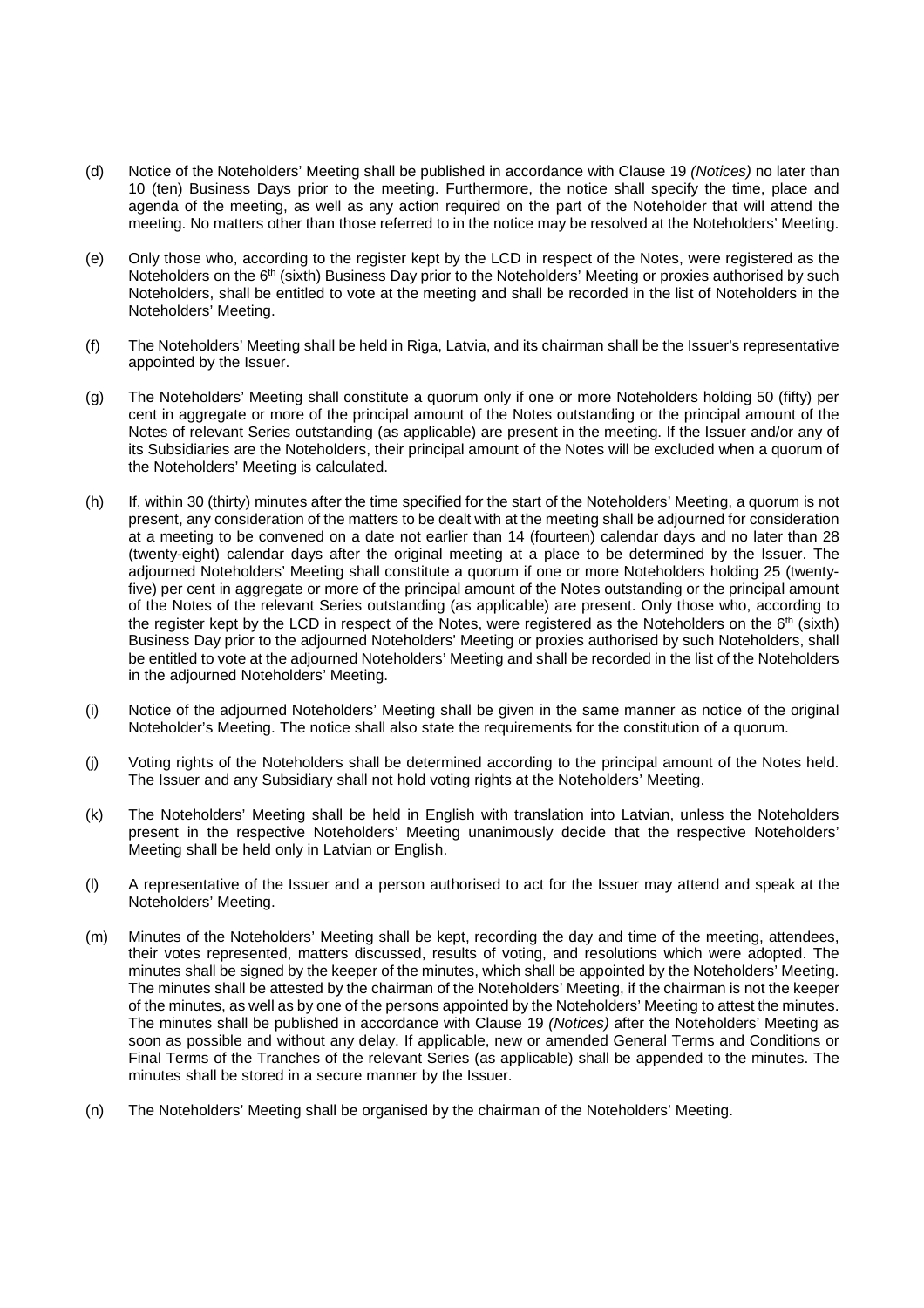(d) Notice of the Noteholders' Meeting shall be published in accordance with Clause 19 *(Notices)* no later than 10 (ten) Business Days prior to the meeting. Furthermore, the notice shall specify the time, place and agenda of the meeting, as well as any action required on the part of the Noteholder that will attend the meeting. No matters other than those referred to in the notice may be resolved at the Noteholders' Meeting.

(e) Only those who, according to the register kept by the LCD in respect of the Notes, were registered as the Noteholders on the 6th (sixth) Business Day prior to the Noteholders' Meeting or proxies authorised by such Noteholders, shall be entitled to vote at the meeting and shall be recorded in the list of Noteholders in the Noteholders' Meeting.

(f) The Noteholders' Meeting shall be held in Riga, Latvia, and its chairman shall be the Issuer's representative appointed by the Issuer.

(g) The Noteholders' Meeting shall constitute a quorum only if one or more Noteholders holding 50 (fifty) per cent in aggregate or more of the principal amount of the Notes outstanding or the principal amount of the Notes of relevant Series outstanding (as applicable) are present in the meeting. If the Issuer and/or any of its Subsidiaries are the Noteholders, their principal amount of the Notes will be excluded when a quorum of the Noteholders' Meeting is calculated.

(h) If, within 30 (thirty) minutes after the time specified for the start of the Noteholders' Meeting, a quorum is not present, any consideration of the matters to be dealt with at the meeting shall be adjourned for consideration at a meeting to be convened on a date not earlier than 14 (fourteen) calendar days and no later than 28 (twenty-eight) calendar days after the original meeting at a place to be determined by the Issuer. The adjourned Noteholders' Meeting shall constitute a quorum if one or more Noteholders holding 25 (twenty-five) per cent in aggregate or more of the principal amount of the Notes outstanding or the principal amount of the Notes of the relevant Series outstanding (as applicable) are present. Only those who, according to the register kept by the LCD in respect of the Notes, were registered as the Noteholders on the 6th (sixth) Business Day prior to the adjourned Noteholders' Meeting or proxies authorised by such Noteholders, shall be entitled to vote at the adjourned Noteholders' Meeting and shall be recorded in the list of the Noteholders in the adjourned Noteholders' Meeting.

(i) Notice of the adjourned Noteholders' Meeting shall be given in the same manner as notice of the original Noteholder's Meeting. The notice shall also state the requirements for the constitution of a quorum.

(j) Voting rights of the Noteholders shall be determined according to the principal amount of the Notes held. The Issuer and any Subsidiary shall not hold voting rights at the Noteholders' Meeting.

(k) The Noteholders' Meeting shall be held in English with translation into Latvian, unless the Noteholders present in the respective Noteholders' Meeting unanimously decide that the respective Noteholders' Meeting shall be held only in Latvian or English.

(l) A representative of the Issuer and a person authorised to act for the Issuer may attend and speak at the Noteholders' Meeting.

(m) Minutes of the Noteholders' Meeting shall be kept, recording the day and time of the meeting, attendees, their votes represented, matters discussed, results of voting, and resolutions which were adopted. The minutes shall be signed by the keeper of the minutes, which shall be appointed by the Noteholders' Meeting. The minutes shall be attested by the chairman of the Noteholders' Meeting, if the chairman is not the keeper of the minutes, as well as by one of the persons appointed by the Noteholders' Meeting to attest the minutes. The minutes shall be published in accordance with Clause 19 *(Notices)* after the Noteholders' Meeting as soon as possible and without any delay. If applicable, new or amended General Terms and Conditions or Final Terms of the Tranches of the relevant Series (as applicable) shall be appended to the minutes. The minutes shall be stored in a secure manner by the Issuer.

(n) The Noteholders' Meeting shall be organised by the chairman of the Noteholders' Meeting.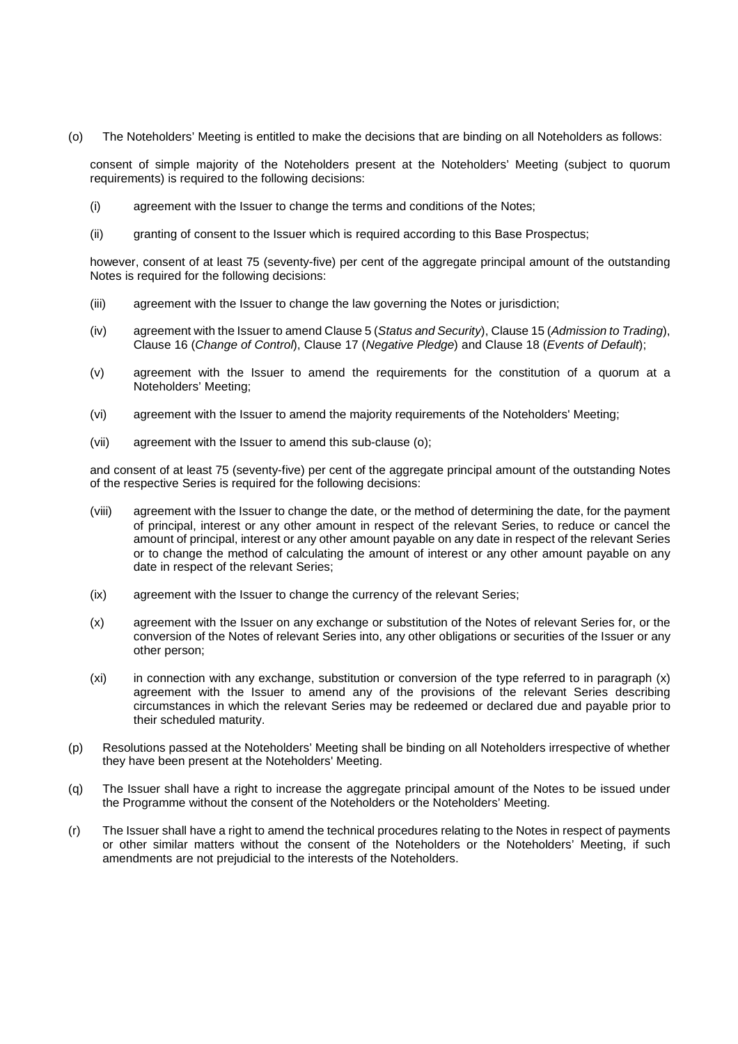(o) The Noteholders' Meeting is entitled to make the decisions that are binding on all Noteholders as follows:

consent of simple majority of the Noteholders present at the Noteholders' Meeting (subject to quorum requirements) is required to the following decisions:

(i) agreement with the Issuer to change the terms and conditions of the Notes;

(ii) granting of consent to the Issuer which is required according to this Base Prospectus;

however, consent of at least 75 (seventy-five) per cent of the aggregate principal amount of the outstanding Notes is required for the following decisions:

(iii) agreement with the Issuer to change the law governing the Notes or jurisdiction;

(iv) agreement with the Issuer to amend Clause 5 (*Status and Security*), Clause 15 (*Admission to Trading*), Clause 16 (*Change of Control*), Clause 17 (*Negative Pledge*) and Clause 18 (*Events of Default*);

(v) agreement with the Issuer to amend the requirements for the constitution of a quorum at a Noteholders' Meeting;

(vi) agreement with the Issuer to amend the majority requirements of the Noteholders' Meeting;

(vii) agreement with the Issuer to amend this sub-clause (o);

and consent of at least 75 (seventy-five) per cent of the aggregate principal amount of the outstanding Notes of the respective Series is required for the following decisions:

(viii) agreement with the Issuer to change the date, or the method of determining the date, for the payment of principal, interest or any other amount in respect of the relevant Series, to reduce or cancel the amount of principal, interest or any other amount payable on any date in respect of the relevant Series or to change the method of calculating the amount of interest or any other amount payable on any date in respect of the relevant Series;

(ix) agreement with the Issuer to change the currency of the relevant Series;

(x) agreement with the Issuer on any exchange or substitution of the Notes of relevant Series for, or the conversion of the Notes of relevant Series into, any other obligations or securities of the Issuer or any other person;

(xi) in connection with any exchange, substitution or conversion of the type referred to in paragraph (x) agreement with the Issuer to amend any of the provisions of the relevant Series describing circumstances in which the relevant Series may be redeemed or declared due and payable prior to their scheduled maturity.

(p) Resolutions passed at the Noteholders' Meeting shall be binding on all Noteholders irrespective of whether they have been present at the Noteholders' Meeting.

(q) The Issuer shall have a right to increase the aggregate principal amount of the Notes to be issued under the Programme without the consent of the Noteholders or the Noteholders' Meeting.

(r) The Issuer shall have a right to amend the technical procedures relating to the Notes in respect of payments or other similar matters without the consent of the Noteholders or the Noteholders' Meeting, if such amendments are not prejudicial to the interests of the Noteholders.